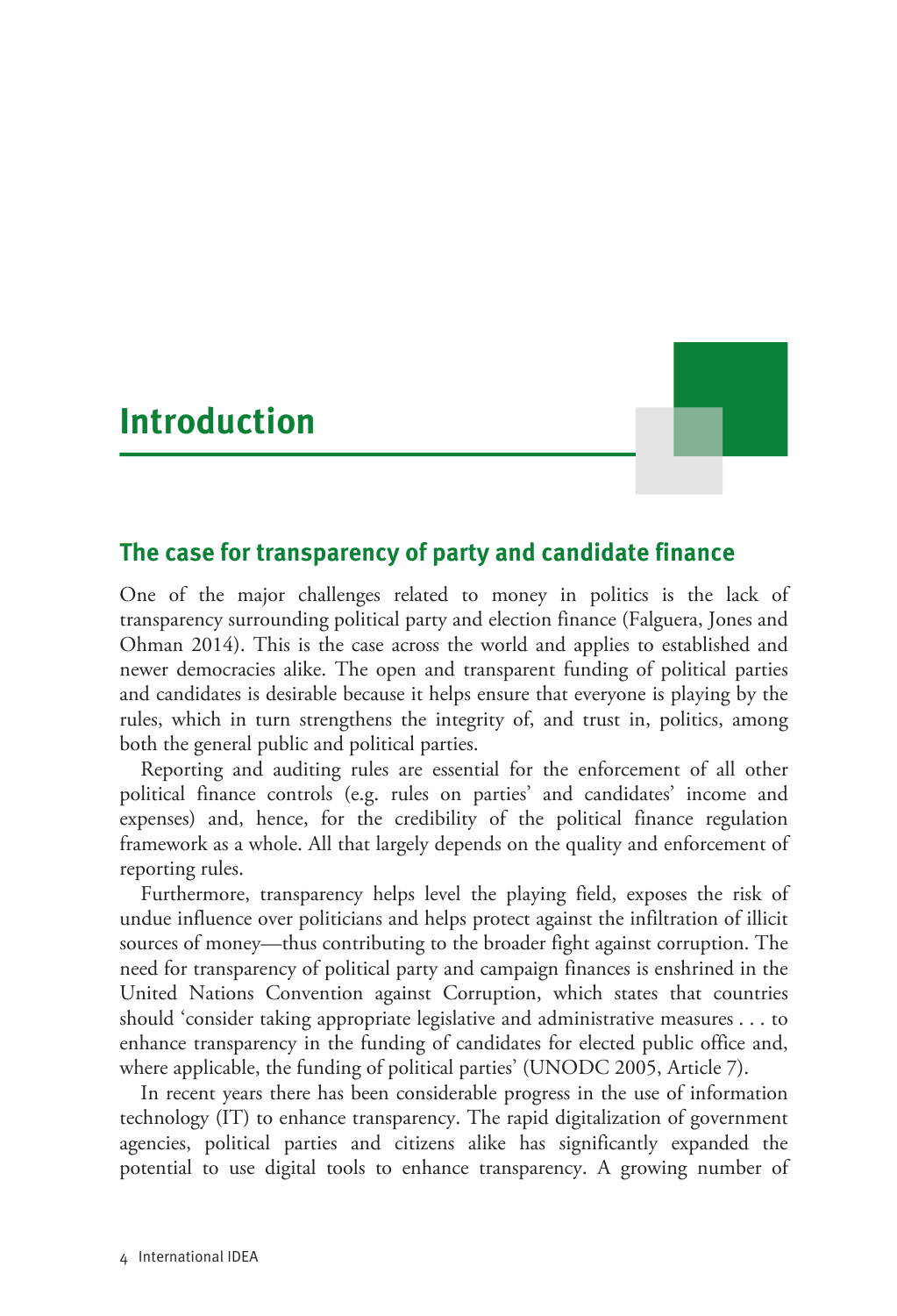# Introduction

## The case for transparency of party and candidate finance

One of the major challenges related to money in politics is the lack of transparency surrounding political party and election finance (Falguera, Jones and Ohman 2014). This is the case across the world and applies to established and newer democracies alike. The open and transparent funding of political parties and candidates is desirable because it helps ensure that everyone is playing by the rules, which in turn strengthens the integrity of, and trust in, politics, among both the general public and political parties.

Reporting and auditing rules are essential for the enforcement of all other political finance controls (e.g. rules on parties' and candidates' income and expenses) and, hence, for the credibility of the political finance regulation framework as a whole. All that largely depends on the quality and enforcement of reporting rules.

Furthermore, transparency helps level the playing field, exposes the risk of undue influence over politicians and helps protect against the infiltration of illicit sources of money—thus contributing to the broader fight against corruption. The need for transparency of political party and campaign finances is enshrined in the United Nations Convention against Corruption, which states that countries should 'consider taking appropriate legislative and administrative measures . . . to enhance transparency in the funding of candidates for elected public office and, where applicable, the funding of political parties' (UNODC 2005, Article 7).

In recent years there has been considerable progress in the use of information technology (IT) to enhance transparency. The rapid digitalization of government agencies, political parties and citizens alike has significantly expanded the potential to use digital tools to enhance transparency. A growing number of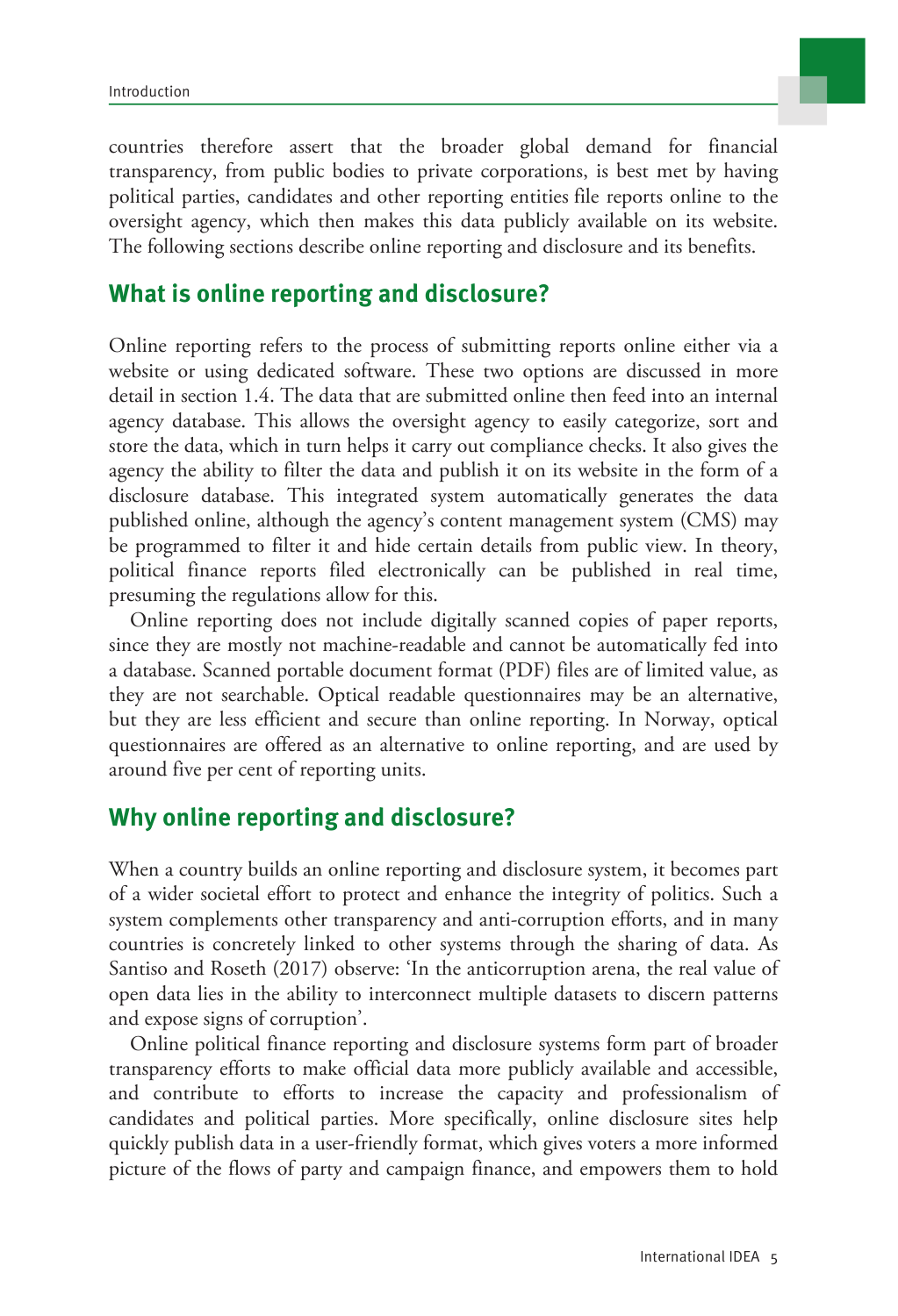countries therefore assert that the broader global demand for financial transparency, from public bodies to private corporations, is best met by having political parties, candidates and other reporting entities file reports online to the oversight agency, which then makes this data publicly available on its website. The following sections describe online reporting and disclosure and its benefits.

## What is online reporting and disclosure?

Online reporting refers to the process of submitting reports online either via a website or using dedicated software. These two options are discussed in more detail in section 1.4. The data that are submitted online then feed into an internal agency database. This allows the oversight agency to easily categorize, sort and store the data, which in turn helps it carry out compliance checks. It also gives the agency the ability to filter the data and publish it on its website in the form of a disclosure database. This integrated system automatically generates the data published online, although the agency's content management system (CMS) may be programmed to filter it and hide certain details from public view. In theory, political finance reports filed electronically can be published in real time, presuming the regulations allow for this.

Online reporting does not include digitally scanned copies of paper reports, since they are mostly not machine-readable and cannot be automatically fed into a database. Scanned portable document format (PDF) files are of limited value, as they are not searchable. Optical readable questionnaires may be an alternative, but they are less efficient and secure than online reporting. In Norway, optical questionnaires are offered as an alternative to online reporting, and are used by around five per cent of reporting units.

## Why online reporting and disclosure?

When a country builds an online reporting and disclosure system, it becomes part of a wider societal effort to protect and enhance the integrity of politics. Such a system complements other transparency and anti-corruption efforts, and in many countries is concretely linked to other systems through the sharing of data. As Santiso and Roseth (2017) observe: 'In the anticorruption arena, the real value of open data lies in the ability to interconnect multiple datasets to discern patterns and expose signs of corruption'.

Online political finance reporting and disclosure systems form part of broader transparency efforts to make official data more publicly available and accessible, and contribute to efforts to increase the capacity and professionalism of candidates and political parties. More specifically, online disclosure sites help quickly publish data in a user-friendly format, which gives voters a more informed picture of the flows of party and campaign finance, and empowers them to hold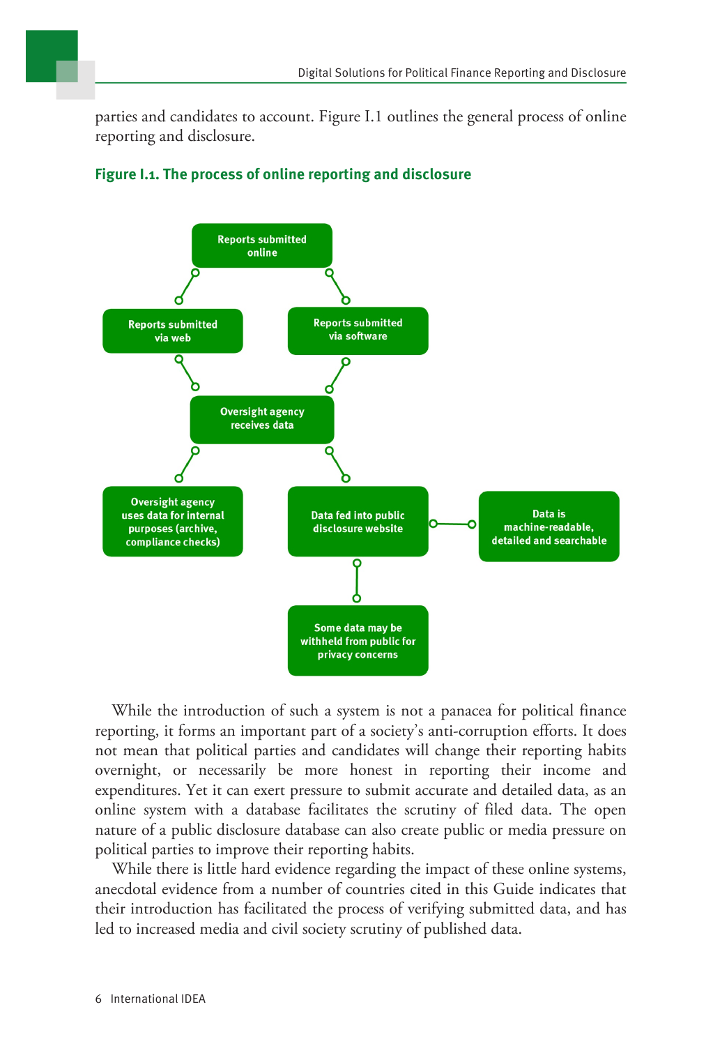parties and candidates to account. Figure I.1 outlines the general process of online reporting and disclosure.

**Figure I.1. The process of online reporting and disclosure**

Reports submitted online

Reports submitted via web

Reports submitted via software

Oversight agency receives data

Oversight agency uses data for internal purposes (archive, compliance checks)

Data fed into public disclosure website

Data is machine-readable, detailed and searchable

Some data may be withheld from public for privacy concerns

While the introduction of such a system is not a panacea for political finance reporting, it forms an important part of a society's anti-corruption efforts. It does not mean that political parties and candidates will change their reporting habits overnight, or necessarily be more honest in reporting their income and expenditures. Yet it can exert pressure to submit accurate and detailed data, as an online system with a database facilitates the scrutiny of filed data. The open nature of a public disclosure database can also create public or media pressure on political parties to improve their reporting habits.

While there is little hard evidence regarding the impact of these online systems, anecdotal evidence from a number of countries cited in this Guide indicates that their introduction has facilitated the process of verifying submitted data, and has led to increased media and civil society scrutiny of published data.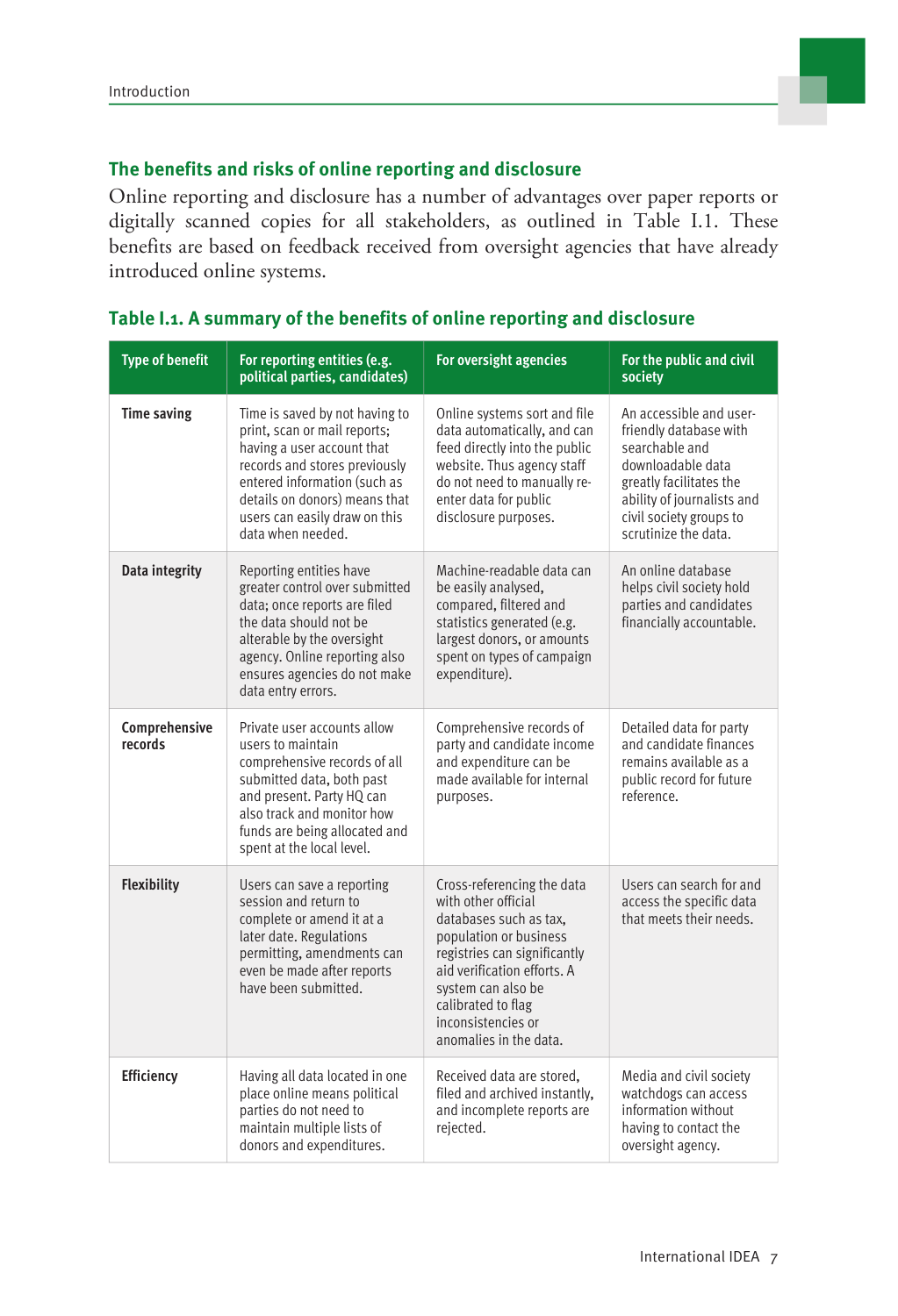## The benefits and risks of online reporting and disclosure

Online reporting and disclosure has a number of advantages over paper reports or digitally scanned copies for all stakeholders, as outlined in Table I.1. These benefits are based on feedback received from oversight agencies that have already introduced online systems.

### Table I.1. A summary of the benefits of online reporting and disclosure

| Type of benefit | For reporting entities (e.g. political parties, candidates) | For oversight agencies | For the public and civil society |
|---|---|---|---|
| **Time saving** | Time is saved by not having to print, scan or mail reports; having a user account that records and stores previously entered information (such as details on donors) means that users can easily draw on this data when needed. | Online systems sort and file data automatically, and can feed directly into the public website. Thus agency staff do not need to manually re-enter data for public disclosure purposes. | An accessible and user-friendly database with searchable and downloadable data greatly facilitates the ability of journalists and civil society groups to scrutinize the data. |
| **Data integrity** | Reporting entities have greater control over submitted data; once reports are filed the data should not be alterable by the oversight agency. Online reporting also ensures agencies do not make data entry errors. | Machine-readable data can be easily analysed, compared, filtered and statistics generated (e.g. largest donors, or amounts spent on types of campaign expenditure). | An online database helps civil society hold parties and candidates financially accountable. |
| **Comprehensive records** | Private user accounts allow users to maintain comprehensive records of all submitted data, both past and present. Party HQ can also track and monitor how funds are being allocated and spent at the local level. | Comprehensive records of party and candidate income and expenditure can be made available for internal purposes. | Detailed data for party and candidate finances remains available as a public record for future reference. |
| **Flexibility** | Users can save a reporting session and return to complete or amend it at a later date. Regulations permitting, amendments can even be made after reports have been submitted. | Cross-referencing the data with other official databases such as tax, population or business registries can significantly aid verification efforts. A system can also be calibrated to flag inconsistencies or anomalies in the data. | Users can search for and access the specific data that meets their needs. |
| **Efficiency** | Having all data located in one place online means political parties do not need to maintain multiple lists of donors and expenditures. | Received data are stored, filed and archived instantly, and incomplete reports are rejected. | Media and civil society watchdogs can access information without having to contact the oversight agency. |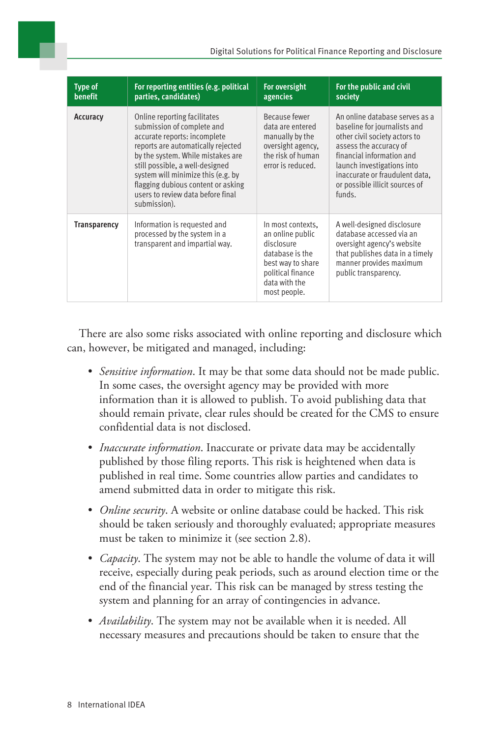| Type of benefit | For reporting entities (e.g. political parties, candidates) | For oversight agencies | For the public and civil society |
|---|---|---|---|
| **Accuracy** | Online reporting facilitates submission of complete and accurate reports: incomplete reports are automatically rejected by the system. While mistakes are still possible, a well-designed system will minimize this (e.g. by flagging dubious content or asking users to review data before final submission). | Because fewer data are entered manually by the oversight agency, the risk of human error is reduced. | An online database serves as a baseline for journalists and other civil society actors to assess the accuracy of financial information and launch investigations into inaccurate or fraudulent data, or possible illicit sources of funds. |
| **Transparency** | Information is requested and processed by the system in a transparent and impartial way. | In most contexts, an online public disclosure database is the best way to share political finance data with the most people. | A well-designed disclosure database accessed via an oversight agency's website that publishes data in a timely manner provides maximum public transparency. |

There are also some risks associated with online reporting and disclosure which can, however, be mitigated and managed, including:

- *Sensitive information*. It may be that some data should not be made public. In some cases, the oversight agency may be provided with more information than it is allowed to publish. To avoid publishing data that should remain private, clear rules should be created for the CMS to ensure confidential data is not disclosed.
- *Inaccurate information*. Inaccurate or private data may be accidentally published by those filing reports. This risk is heightened when data is published in real time. Some countries allow parties and candidates to amend submitted data in order to mitigate this risk.
- *Online security*. A website or online database could be hacked. This risk should be taken seriously and thoroughly evaluated; appropriate measures must be taken to minimize it (see section 2.8).
- *Capacity*. The system may not be able to handle the volume of data it will receive, especially during peak periods, such as around election time or the end of the financial year. This risk can be managed by stress testing the system and planning for an array of contingencies in advance.
- *Availability*. The system may not be available when it is needed. All necessary measures and precautions should be taken to ensure that the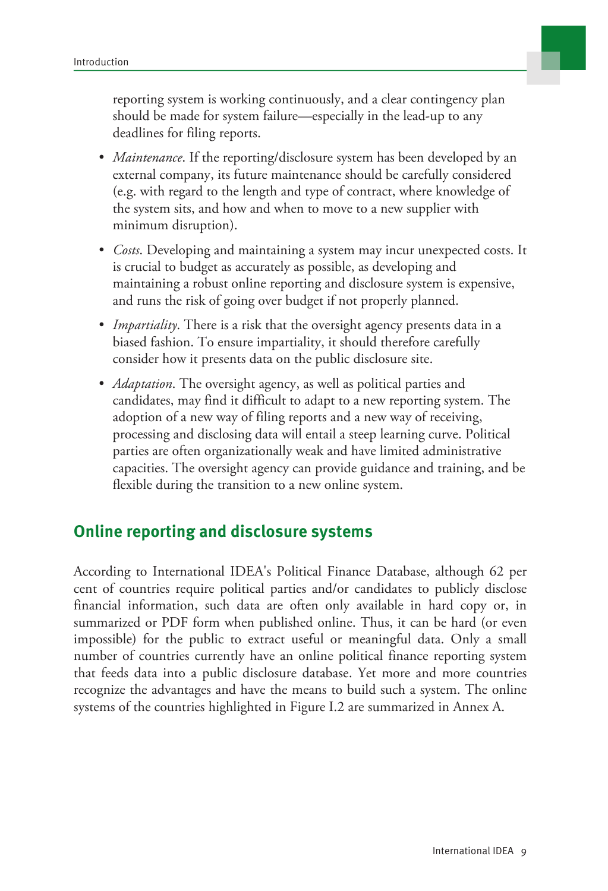reporting system is working continuously, and a clear contingency plan should be made for system failure—especially in the lead-up to any deadlines for filing reports.

- *Maintenance*. If the reporting/disclosure system has been developed by an external company, its future maintenance should be carefully considered (e.g. with regard to the length and type of contract, where knowledge of the system sits, and how and when to move to a new supplier with minimum disruption).
- *Costs*. Developing and maintaining a system may incur unexpected costs. It is crucial to budget as accurately as possible, as developing and maintaining a robust online reporting and disclosure system is expensive, and runs the risk of going over budget if not properly planned.
- *Impartiality*. There is a risk that the oversight agency presents data in a biased fashion. To ensure impartiality, it should therefore carefully consider how it presents data on the public disclosure site.
- *Adaptation*. The oversight agency, as well as political parties and candidates, may find it difficult to adapt to a new reporting system. The adoption of a new way of filing reports and a new way of receiving, processing and disclosing data will entail a steep learning curve. Political parties are often organizationally weak and have limited administrative capacities. The oversight agency can provide guidance and training, and be flexible during the transition to a new online system.

## Online reporting and disclosure systems

According to International IDEA's Political Finance Database, although 62 per cent of countries require political parties and/or candidates to publicly disclose financial information, such data are often only available in hard copy or, in summarized or PDF form when published online. Thus, it can be hard (or even impossible) for the public to extract useful or meaningful data. Only a small number of countries currently have an online political finance reporting system that feeds data into a public disclosure database. Yet more and more countries recognize the advantages and have the means to build such a system. The online systems of the countries highlighted in Figure I.2 are summarized in Annex A.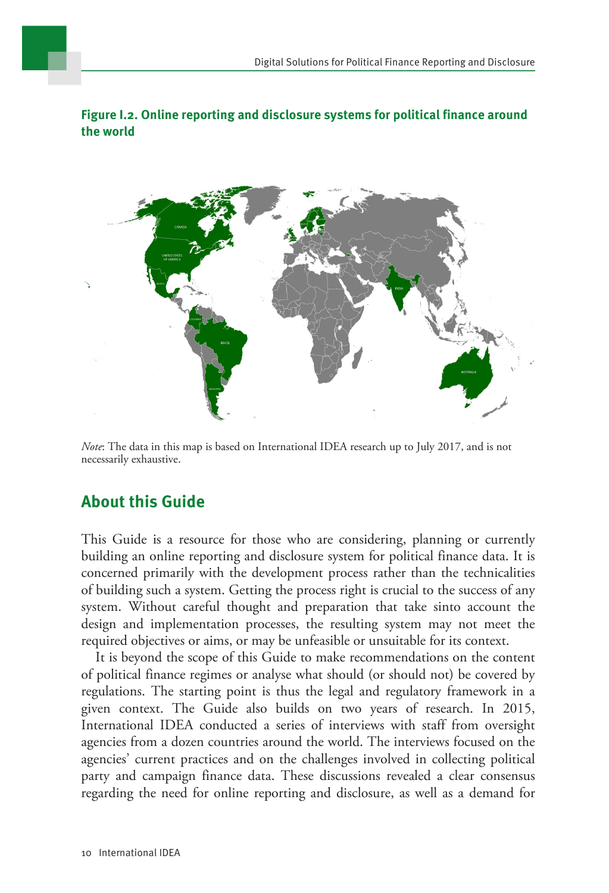**Figure I.2. Online reporting and disclosure systems for political finance around the world**

*Note*: The data in this map is based on International IDEA research up to July 2017, and is not necessarily exhaustive.

## About this Guide

This Guide is a resource for those who are considering, planning or currently building an online reporting and disclosure system for political finance data. It is concerned primarily with the development process rather than the technicalities of building such a system. Getting the process right is crucial to the success of any system. Without careful thought and preparation that take sinto account the design and implementation processes, the resulting system may not meet the required objectives or aims, or may be unfeasible or unsuitable for its context.

It is beyond the scope of this Guide to make recommendations on the content of political finance regimes or analyse what should (or should not) be covered by regulations. The starting point is thus the legal and regulatory framework in a given context. The Guide also builds on two years of research. In 2015, International IDEA conducted a series of interviews with staff from oversight agencies from a dozen countries around the world. The interviews focused on the agencies' current practices and on the challenges involved in collecting political party and campaign finance data. These discussions revealed a clear consensus regarding the need for online reporting and disclosure, as well as a demand for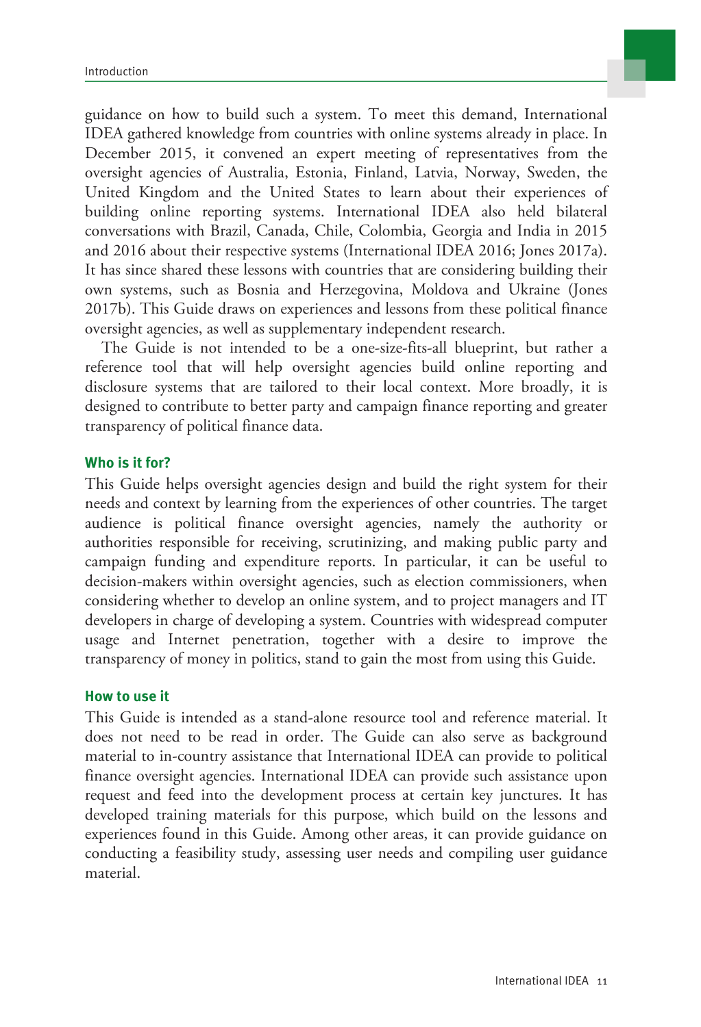guidance on how to build such a system. To meet this demand, International IDEA gathered knowledge from countries with online systems already in place. In December 2015, it convened an expert meeting of representatives from the oversight agencies of Australia, Estonia, Finland, Latvia, Norway, Sweden, the United Kingdom and the United States to learn about their experiences of building online reporting systems. International IDEA also held bilateral conversations with Brazil, Canada, Chile, Colombia, Georgia and India in 2015 and 2016 about their respective systems (International IDEA 2016; Jones 2017a). It has since shared these lessons with countries that are considering building their own systems, such as Bosnia and Herzegovina, Moldova and Ukraine (Jones 2017b). This Guide draws on experiences and lessons from these political finance oversight agencies, as well as supplementary independent research.

The Guide is not intended to be a one-size-fits-all blueprint, but rather a reference tool that will help oversight agencies build online reporting and disclosure systems that are tailored to their local context. More broadly, it is designed to contribute to better party and campaign finance reporting and greater transparency of political finance data.

### Who is it for?

This Guide helps oversight agencies design and build the right system for their needs and context by learning from the experiences of other countries. The target audience is political finance oversight agencies, namely the authority or authorities responsible for receiving, scrutinizing, and making public party and campaign funding and expenditure reports. In particular, it can be useful to decision-makers within oversight agencies, such as election commissioners, when considering whether to develop an online system, and to project managers and IT developers in charge of developing a system. Countries with widespread computer usage and Internet penetration, together with a desire to improve the transparency of money in politics, stand to gain the most from using this Guide.

### How to use it

This Guide is intended as a stand-alone resource tool and reference material. It does not need to be read in order. The Guide can also serve as background material to in-country assistance that International IDEA can provide to political finance oversight agencies. International IDEA can provide such assistance upon request and feed into the development process at certain key junctures. It has developed training materials for this purpose, which build on the lessons and experiences found in this Guide. Among other areas, it can provide guidance on conducting a feasibility study, assessing user needs and compiling user guidance material.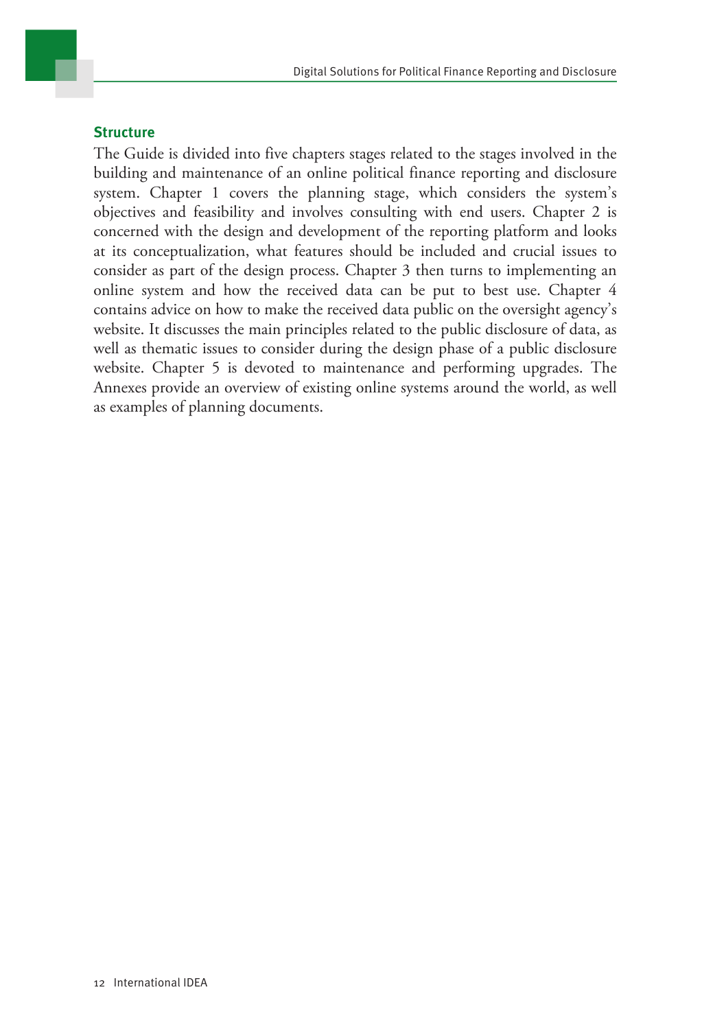### Structure

The Guide is divided into five chapters stages related to the stages involved in the building and maintenance of an online political finance reporting and disclosure system. Chapter 1 covers the planning stage, which considers the system's objectives and feasibility and involves consulting with end users. Chapter 2 is concerned with the design and development of the reporting platform and looks at its conceptualization, what features should be included and crucial issues to consider as part of the design process. Chapter 3 then turns to implementing an online system and how the received data can be put to best use. Chapter 4 contains advice on how to make the received data public on the oversight agency's website. It discusses the main principles related to the public disclosure of data, as well as thematic issues to consider during the design phase of a public disclosure website. Chapter 5 is devoted to maintenance and performing upgrades. The Annexes provide an overview of existing online systems around the world, as well as examples of planning documents.